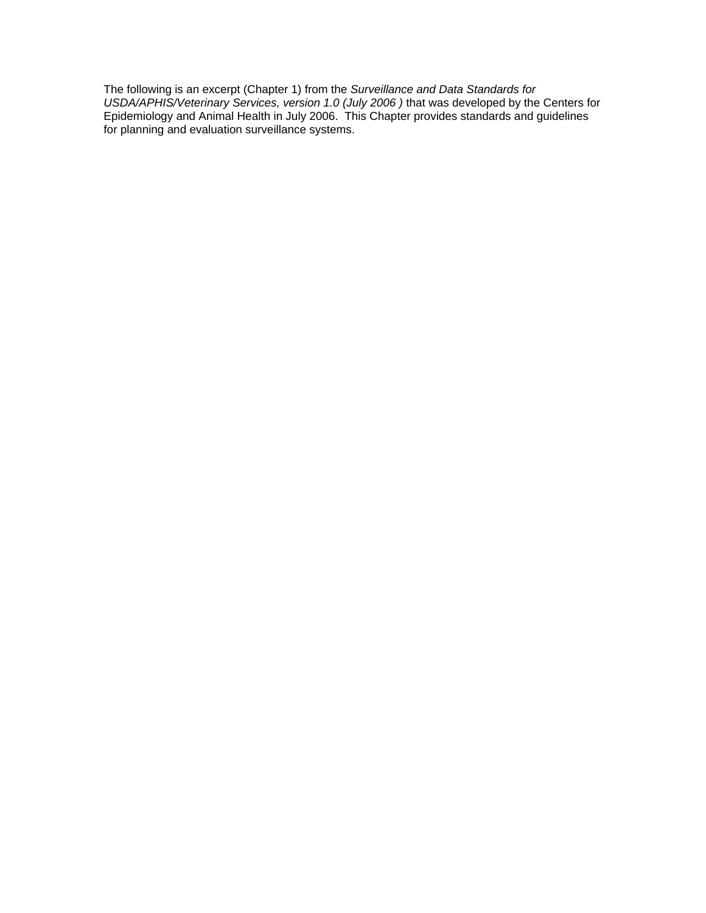The following is an excerpt (Chapter 1) from the *Surveillance and Data Standards for USDA/APHIS/Veterinary Services, version 1.0 (July 2006 )* that was developed by the Centers for Epidemiology and Animal Health in July 2006. This Chapter provides standards and guidelines for planning and evaluation surveillance systems.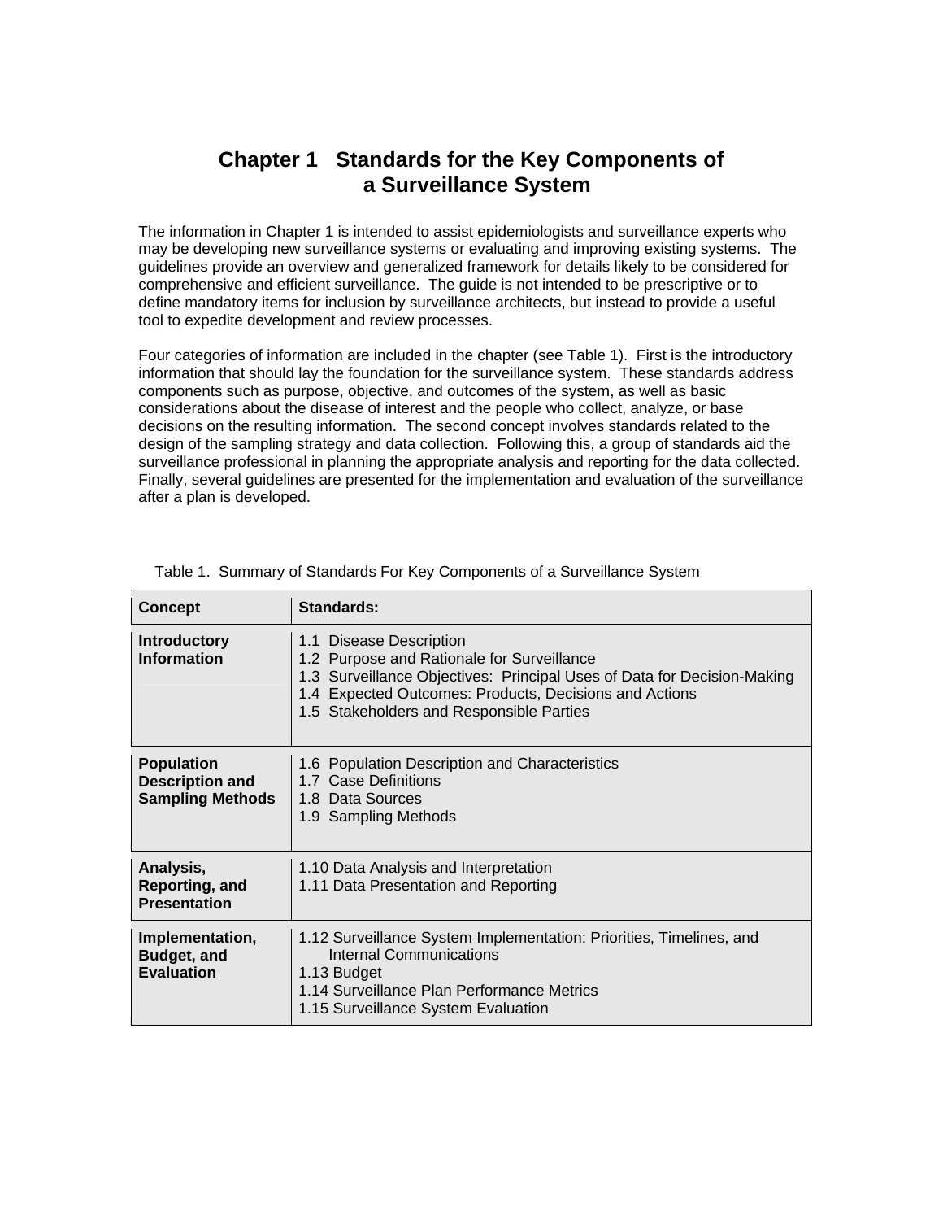# Chapter 1 Standards for the Key Components of a Surveillance System

The information in Chapter 1 is intended to assist epidemiologists and surveillance experts who may be developing new surveillance systems or evaluating and improving existing systems. The guidelines provide an overview and generalized framework for details likely to be considered for comprehensive and efficient surveillance. The guide is not intended to be prescriptive or to define mandatory items for inclusion by surveillance architects, but instead to provide a useful tool to expedite development and review processes.

Four categories of information are included in the chapter (see Table 1). First is the introductory information that should lay the foundation for the surveillance system. These standards address components such as purpose, objective, and outcomes of the system, as well as basic considerations about the disease of interest and the people who collect, analyze, or base decisions on the resulting information. The second concept involves standards related to the design of the sampling strategy and data collection. Following this, a group of standards aid the surveillance professional in planning the appropriate analysis and reporting for the data collected. Finally, several guidelines are presented for the implementation and evaluation of the surveillance after a plan is developed.

Table 1. Summary of Standards For Key Components of a Surveillance System

| Concept | Standards: |
|---|---|
| **Introductory Information** | 1.1 Disease Description<br>1.2 Purpose and Rationale for Surveillance<br>1.3 Surveillance Objectives: Principal Uses of Data for Decision-Making<br>1.4 Expected Outcomes: Products, Decisions and Actions<br>1.5 Stakeholders and Responsible Parties |
| **Population Description and Sampling Methods** | 1.6 Population Description and Characteristics<br>1.7 Case Definitions<br>1.8 Data Sources<br>1.9 Sampling Methods |
| **Analysis, Reporting, and Presentation** | 1.10 Data Analysis and Interpretation<br>1.11 Data Presentation and Reporting |
| **Implementation, Budget, and Evaluation** | 1.12 Surveillance System Implementation: Priorities, Timelines, and Internal Communications<br>1.13 Budget<br>1.14 Surveillance Plan Performance Metrics<br>1.15 Surveillance System Evaluation |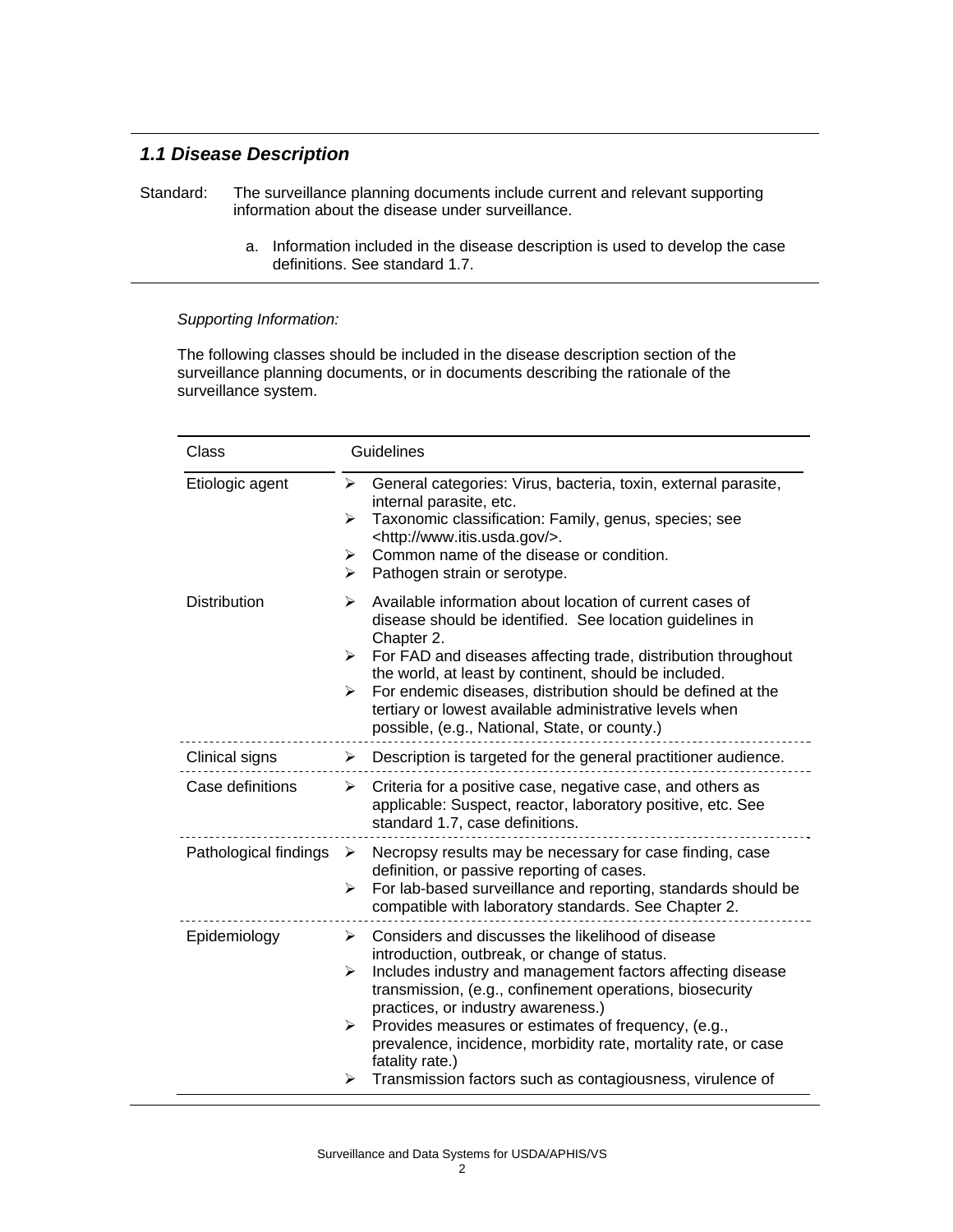### *1.1 Disease Description*

Standard: The surveillance planning documents include current and relevant supporting information about the disease under surveillance.

a. Information included in the disease description is used to develop the case definitions. See standard 1.7.

*Supporting Information:*

The following classes should be included in the disease description section of the surveillance planning documents, or in documents describing the rationale of the surveillance system.

| Class | Guidelines |
|---|---|
| Etiologic agent | ➢ General categories: Virus, bacteria, toxin, external parasite, internal parasite, etc.<br>➢ Taxonomic classification: Family, genus, species; see <http://www.itis.usda.gov/>.<br>➢ Common name of the disease or condition.<br>➢ Pathogen strain or serotype. |
| Distribution | ➢ Available information about location of current cases of disease should be identified. See location guidelines in Chapter 2.<br>➢ For FAD and diseases affecting trade, distribution throughout the world, at least by continent, should be included.<br>➢ For endemic diseases, distribution should be defined at the tertiary or lowest available administrative levels when possible, (e.g., National, State, or county.) |
| Clinical signs | ➢ Description is targeted for the general practitioner audience. |
| Case definitions | ➢ Criteria for a positive case, negative case, and others as applicable: Suspect, reactor, laboratory positive, etc. See standard 1.7, case definitions. |
| Pathological findings | ➢ Necropsy results may be necessary for case finding, case definition, or passive reporting of cases.<br>➢ For lab-based surveillance and reporting, standards should be compatible with laboratory standards. See Chapter 2. |
| Epidemiology | ➢ Considers and discusses the likelihood of disease introduction, outbreak, or change of status.<br>➢ Includes industry and management factors affecting disease transmission, (e.g., confinement operations, biosecurity practices, or industry awareness.)<br>➢ Provides measures or estimates of frequency, (e.g., prevalence, incidence, morbidity rate, mortality rate, or case fatality rate.)<br>➢ Transmission factors such as contagiousness, virulence of |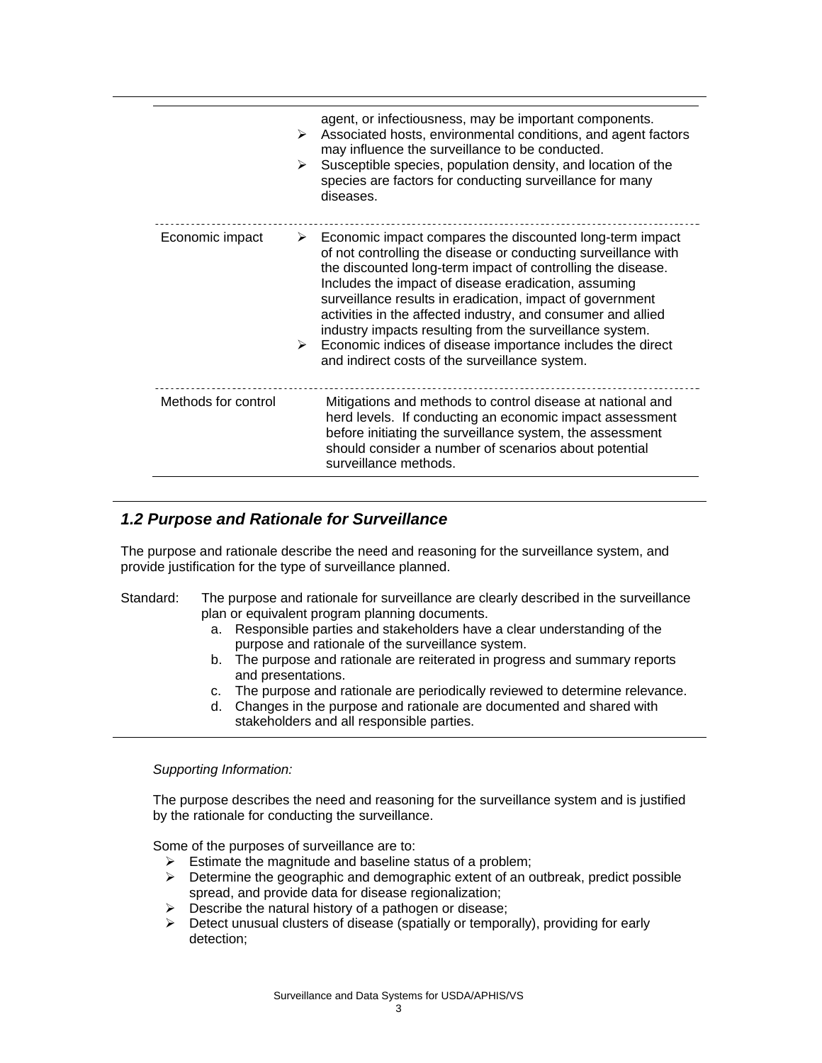| | |
|---|---|
| | agent, or infectiousness, may be important components.<br>➢ Associated hosts, environmental conditions, and agent factors may influence the surveillance to be conducted.<br>➢ Susceptible species, population density, and location of the species are factors for conducting surveillance for many diseases. |
| Economic impact | ➢ Economic impact compares the discounted long-term impact of not controlling the disease or conducting surveillance with the discounted long-term impact of controlling the disease. Includes the impact of disease eradication, assuming surveillance results in eradication, impact of government activities in the affected industry, and consumer and allied industry impacts resulting from the surveillance system.<br>➢ Economic indices of disease importance includes the direct and indirect costs of the surveillance system. |
| Methods for control | Mitigations and methods to control disease at national and herd levels. If conducting an economic impact assessment before initiating the surveillance system, the assessment should consider a number of scenarios about potential surveillance methods. |

## *1.2 Purpose and Rationale for Surveillance*

The purpose and rationale describe the need and reasoning for the surveillance system, and provide justification for the type of surveillance planned.

Standard: The purpose and rationale for surveillance are clearly described in the surveillance plan or equivalent program planning documents.

a. Responsible parties and stakeholders have a clear understanding of the purpose and rationale of the surveillance system.
b. The purpose and rationale are reiterated in progress and summary reports and presentations.
c. The purpose and rationale are periodically reviewed to determine relevance.
d. Changes in the purpose and rationale are documented and shared with stakeholders and all responsible parties.

*Supporting Information:*

The purpose describes the need and reasoning for the surveillance system and is justified by the rationale for conducting the surveillance.

Some of the purposes of surveillance are to:

- ➢ Estimate the magnitude and baseline status of a problem;
- ➢ Determine the geographic and demographic extent of an outbreak, predict possible spread, and provide data for disease regionalization;
- ➢ Describe the natural history of a pathogen or disease;
- ➢ Detect unusual clusters of disease (spatially or temporally), providing for early detection;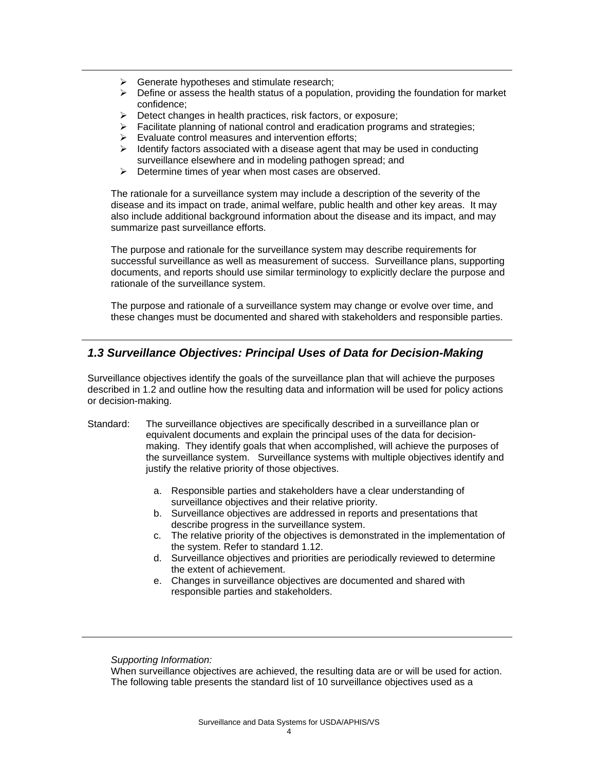- Generate hypotheses and stimulate research;
- Define or assess the health status of a population, providing the foundation for market confidence;
- Detect changes in health practices, risk factors, or exposure;
- Facilitate planning of national control and eradication programs and strategies;
- Evaluate control measures and intervention efforts;
- Identify factors associated with a disease agent that may be used in conducting surveillance elsewhere and in modeling pathogen spread; and
- Determine times of year when most cases are observed.

The rationale for a surveillance system may include a description of the severity of the disease and its impact on trade, animal welfare, public health and other key areas. It may also include additional background information about the disease and its impact, and may summarize past surveillance efforts.

The purpose and rationale for the surveillance system may describe requirements for successful surveillance as well as measurement of success. Surveillance plans, supporting documents, and reports should use similar terminology to explicitly declare the purpose and rationale of the surveillance system.

The purpose and rationale of a surveillance system may change or evolve over time, and these changes must be documented and shared with stakeholders and responsible parties.

## *1.3 Surveillance Objectives: Principal Uses of Data for Decision-Making*

Surveillance objectives identify the goals of the surveillance plan that will achieve the purposes described in 1.2 and outline how the resulting data and information will be used for policy actions or decision-making.

Standard: The surveillance objectives are specifically described in a surveillance plan or equivalent documents and explain the principal uses of the data for decision-making. They identify goals that when accomplished, will achieve the purposes of the surveillance system. Surveillance systems with multiple objectives identify and justify the relative priority of those objectives.

a. Responsible parties and stakeholders have a clear understanding of surveillance objectives and their relative priority.
b. Surveillance objectives are addressed in reports and presentations that describe progress in the surveillance system.
c. The relative priority of the objectives is demonstrated in the implementation of the system. Refer to standard 1.12.
d. Surveillance objectives and priorities are periodically reviewed to determine the extent of achievement.
e. Changes in surveillance objectives are documented and shared with responsible parties and stakeholders.

*Supporting Information:*
When surveillance objectives are achieved, the resulting data are or will be used for action. The following table presents the standard list of 10 surveillance objectives used as a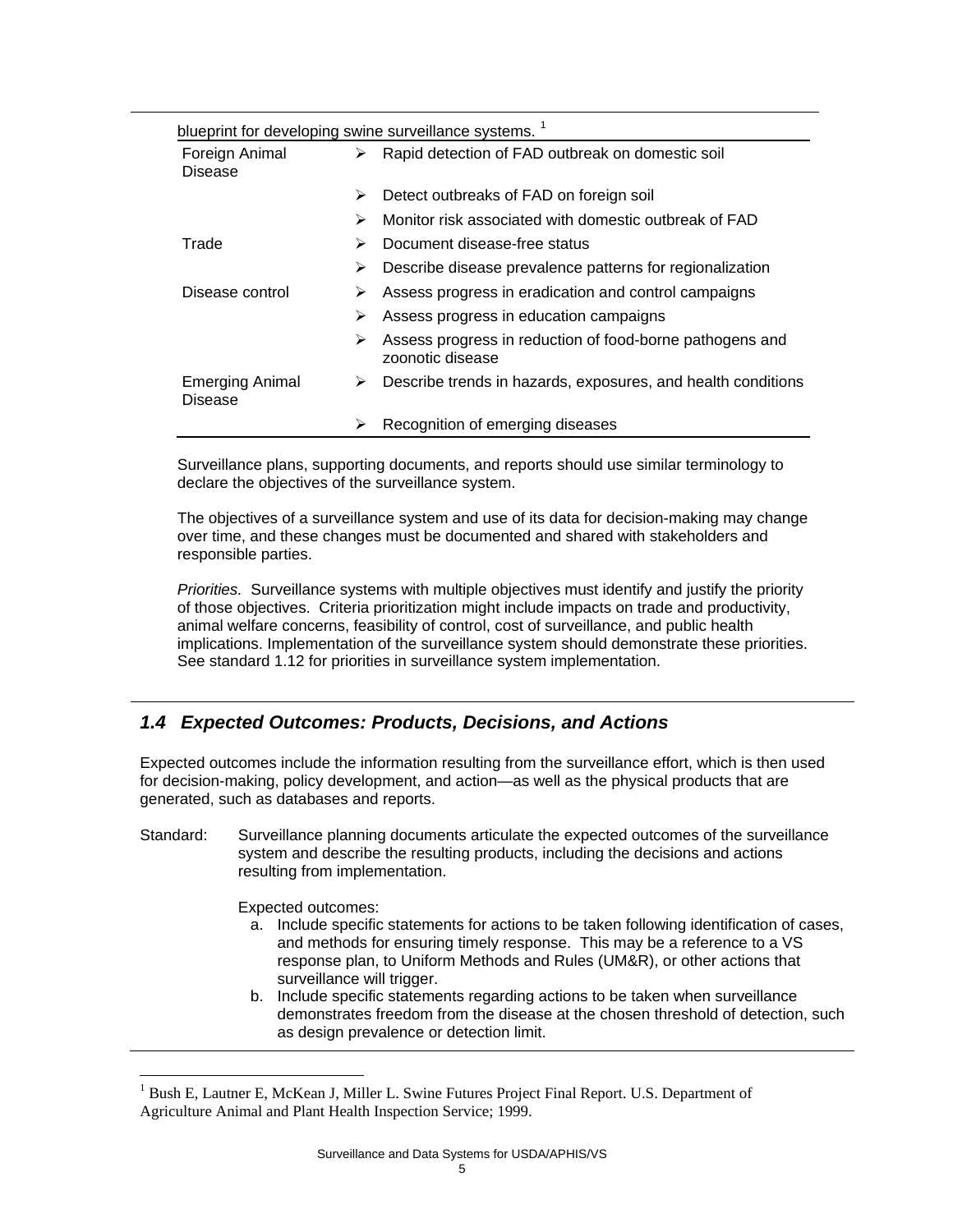blueprint for developing swine surveillance systems.[1]

| | |
|---|---|
| Foreign Animal Disease | ➢ Rapid detection of FAD outbreak on domestic soil |
| | ➢ Detect outbreaks of FAD on foreign soil |
| | ➢ Monitor risk associated with domestic outbreak of FAD |
| Trade | ➢ Document disease-free status |
| | ➢ Describe disease prevalence patterns for regionalization |
| Disease control | ➢ Assess progress in eradication and control campaigns |
| | ➢ Assess progress in education campaigns |
| | ➢ Assess progress in reduction of food-borne pathogens and zoonotic disease |
| Emerging Animal Disease | ➢ Describe trends in hazards, exposures, and health conditions |
| | ➢ Recognition of emerging diseases |

Surveillance plans, supporting documents, and reports should use similar terminology to declare the objectives of the surveillance system.

The objectives of a surveillance system and use of its data for decision-making may change over time, and these changes must be documented and shared with stakeholders and responsible parties.

*Priorities.* Surveillance systems with multiple objectives must identify and justify the priority of those objectives. Criteria prioritization might include impacts on trade and productivity, animal welfare concerns, feasibility of control, cost of surveillance, and public health implications. Implementation of the surveillance system should demonstrate these priorities. See standard 1.12 for priorities in surveillance system implementation.

## *1.4 Expected Outcomes: Products, Decisions, and Actions*

Expected outcomes include the information resulting from the surveillance effort, which is then used for decision-making, policy development, and action—as well as the physical products that are generated, such as databases and reports.

Standard: Surveillance planning documents articulate the expected outcomes of the surveillance system and describe the resulting products, including the decisions and actions resulting from implementation.

Expected outcomes:

a. Include specific statements for actions to be taken following identification of cases, and methods for ensuring timely response. This may be a reference to a VS response plan, to Uniform Methods and Rules (UM&R), or other actions that surveillance will trigger.
b. Include specific statements regarding actions to be taken when surveillance demonstrates freedom from the disease at the chosen threshold of detection, such as design prevalence or detection limit.

[1] Bush E, Lautner E, McKean J, Miller L. Swine Futures Project Final Report. U.S. Department of Agriculture Animal and Plant Health Inspection Service; 1999.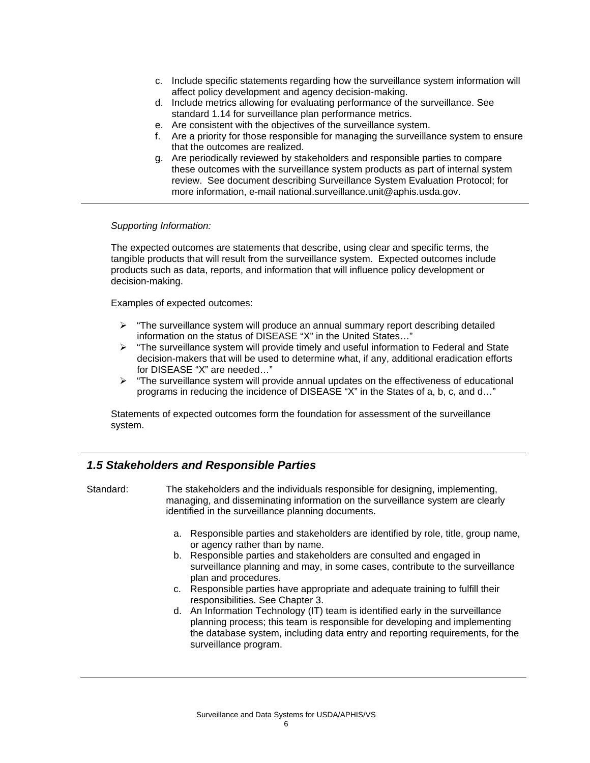c. Include specific statements regarding how the surveillance system information will affect policy development and agency decision-making.
d. Include metrics allowing for evaluating performance of the surveillance. See standard 1.14 for surveillance plan performance metrics.
e. Are consistent with the objectives of the surveillance system.
f. Are a priority for those responsible for managing the surveillance system to ensure that the outcomes are realized.
g. Are periodically reviewed by stakeholders and responsible parties to compare these outcomes with the surveillance system products as part of internal system review. See document describing Surveillance System Evaluation Protocol; for more information, e-mail national.surveillance.unit@aphis.usda.gov.

---

*Supporting Information:*

The expected outcomes are statements that describe, using clear and specific terms, the tangible products that will result from the surveillance system. Expected outcomes include products such as data, reports, and information that will influence policy development or decision-making.

Examples of expected outcomes:

- "The surveillance system will produce an annual summary report describing detailed information on the status of DISEASE "X" in the United States…"
- "The surveillance system will provide timely and useful information to Federal and State decision-makers that will be used to determine what, if any, additional eradication efforts for DISEASE "X" are needed…"
- "The surveillance system will provide annual updates on the effectiveness of educational programs in reducing the incidence of DISEASE "X" in the States of a, b, c, and d…"

Statements of expected outcomes form the foundation for assessment of the surveillance system.

---

### *1.5 Stakeholders and Responsible Parties*

Standard: The stakeholders and the individuals responsible for designing, implementing, managing, and disseminating information on the surveillance system are clearly identified in the surveillance planning documents.

a. Responsible parties and stakeholders are identified by role, title, group name, or agency rather than by name.
b. Responsible parties and stakeholders are consulted and engaged in surveillance planning and may, in some cases, contribute to the surveillance plan and procedures.
c. Responsible parties have appropriate and adequate training to fulfill their responsibilities. See Chapter 3.
d. An Information Technology (IT) team is identified early in the surveillance planning process; this team is responsible for developing and implementing the database system, including data entry and reporting requirements, for the surveillance program.

---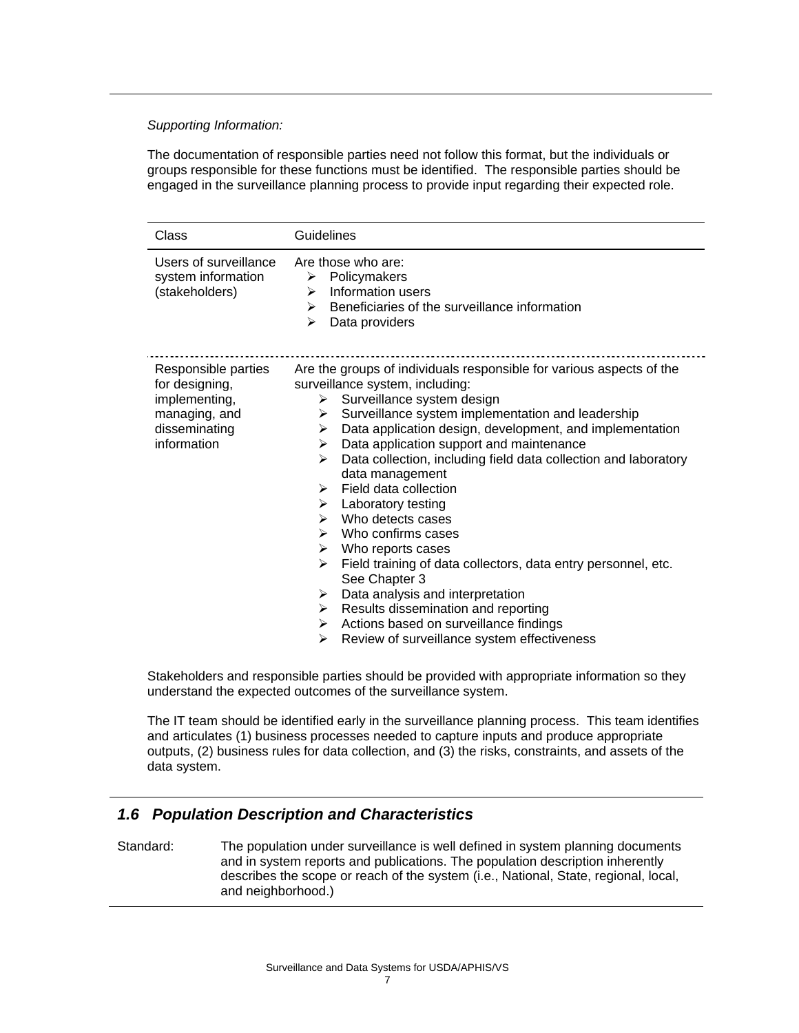*Supporting Information:*

The documentation of responsible parties need not follow this format, but the individuals or groups responsible for these functions must be identified. The responsible parties should be engaged in the surveillance planning process to provide input regarding their expected role.

| Class | Guidelines |
|---|---|
| Users of surveillance system information (stakeholders) | Are those who are:<br>➢ Policymakers<br>➢ Information users<br>➢ Beneficiaries of the surveillance information<br>➢ Data providers |
| Responsible parties for designing, implementing, managing, and disseminating information | Are the groups of individuals responsible for various aspects of the surveillance system, including:<br>➢ Surveillance system design<br>➢ Surveillance system implementation and leadership<br>➢ Data application design, development, and implementation<br>➢ Data application support and maintenance<br>➢ Data collection, including field data collection and laboratory data management<br>➢ Field data collection<br>➢ Laboratory testing<br>➢ Who detects cases<br>➢ Who confirms cases<br>➢ Who reports cases<br>➢ Field training of data collectors, data entry personnel, etc. See Chapter 3<br>➢ Data analysis and interpretation<br>➢ Results dissemination and reporting<br>➢ Actions based on surveillance findings<br>➢ Review of surveillance system effectiveness |

Stakeholders and responsible parties should be provided with appropriate information so they understand the expected outcomes of the surveillance system.

The IT team should be identified early in the surveillance planning process. This team identifies and articulates (1) business processes needed to capture inputs and produce appropriate outputs, (2) business rules for data collection, and (3) the risks, constraints, and assets of the data system.

## *1.6 Population Description and Characteristics*

Standard: The population under surveillance is well defined in system planning documents and in system reports and publications. The population description inherently describes the scope or reach of the system (i.e., National, State, regional, local, and neighborhood.)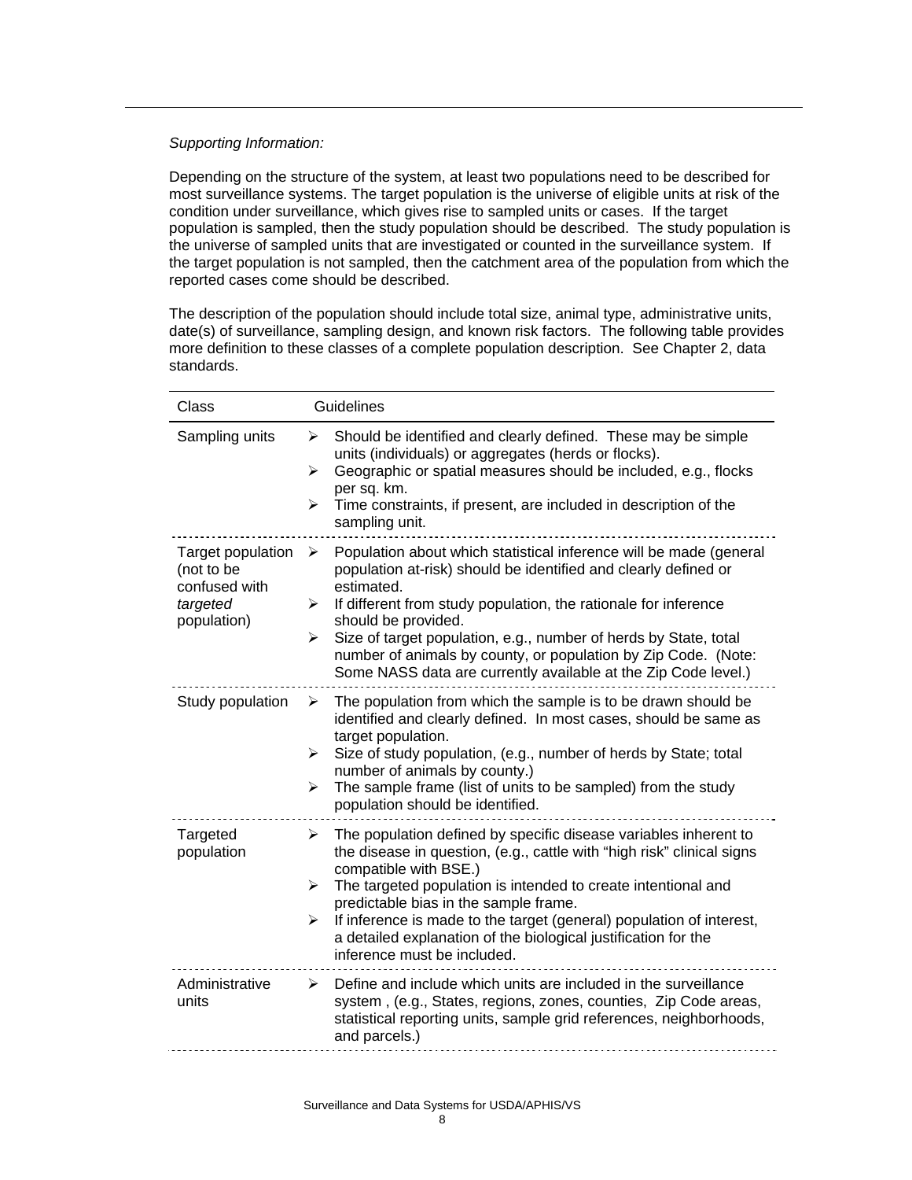*Supporting Information:*

Depending on the structure of the system, at least two populations need to be described for most surveillance systems. The target population is the universe of eligible units at risk of the condition under surveillance, which gives rise to sampled units or cases. If the target population is sampled, then the study population should be described. The study population is the universe of sampled units that are investigated or counted in the surveillance system. If the target population is not sampled, then the catchment area of the population from which the reported cases come should be described.

The description of the population should include total size, animal type, administrative units, date(s) of surveillance, sampling design, and known risk factors. The following table provides more definition to these classes of a complete population description. See Chapter 2, data standards.

| Class | Guidelines |
|---|---|
| Sampling units | ➢ Should be identified and clearly defined. These may be simple units (individuals) or aggregates (herds or flocks).<br>➢ Geographic or spatial measures should be included, e.g., flocks per sq. km.<br>➢ Time constraints, if present, are included in description of the sampling unit. |
| Target population (not to be confused with *targeted* population) | ➢ Population about which statistical inference will be made (general population at-risk) should be identified and clearly defined or estimated.<br>➢ If different from study population, the rationale for inference should be provided.<br>➢ Size of target population, e.g., number of herds by State, total number of animals by county, or population by Zip Code. (Note: Some NASS data are currently available at the Zip Code level.) |
| Study population | ➢ The population from which the sample is to be drawn should be identified and clearly defined. In most cases, should be same as target population.<br>➢ Size of study population, (e.g., number of herds by State; total number of animals by county.)<br>➢ The sample frame (list of units to be sampled) from the study population should be identified. |
| Targeted population | ➢ The population defined by specific disease variables inherent to the disease in question, (e.g., cattle with "high risk" clinical signs compatible with BSE.)<br>➢ The targeted population is intended to create intentional and predictable bias in the sample frame.<br>➢ If inference is made to the target (general) population of interest, a detailed explanation of the biological justification for the inference must be included. |
| Administrative units | ➢ Define and include which units are included in the surveillance system , (e.g., States, regions, zones, counties, Zip Code areas, statistical reporting units, sample grid references, neighborhoods, and parcels.) |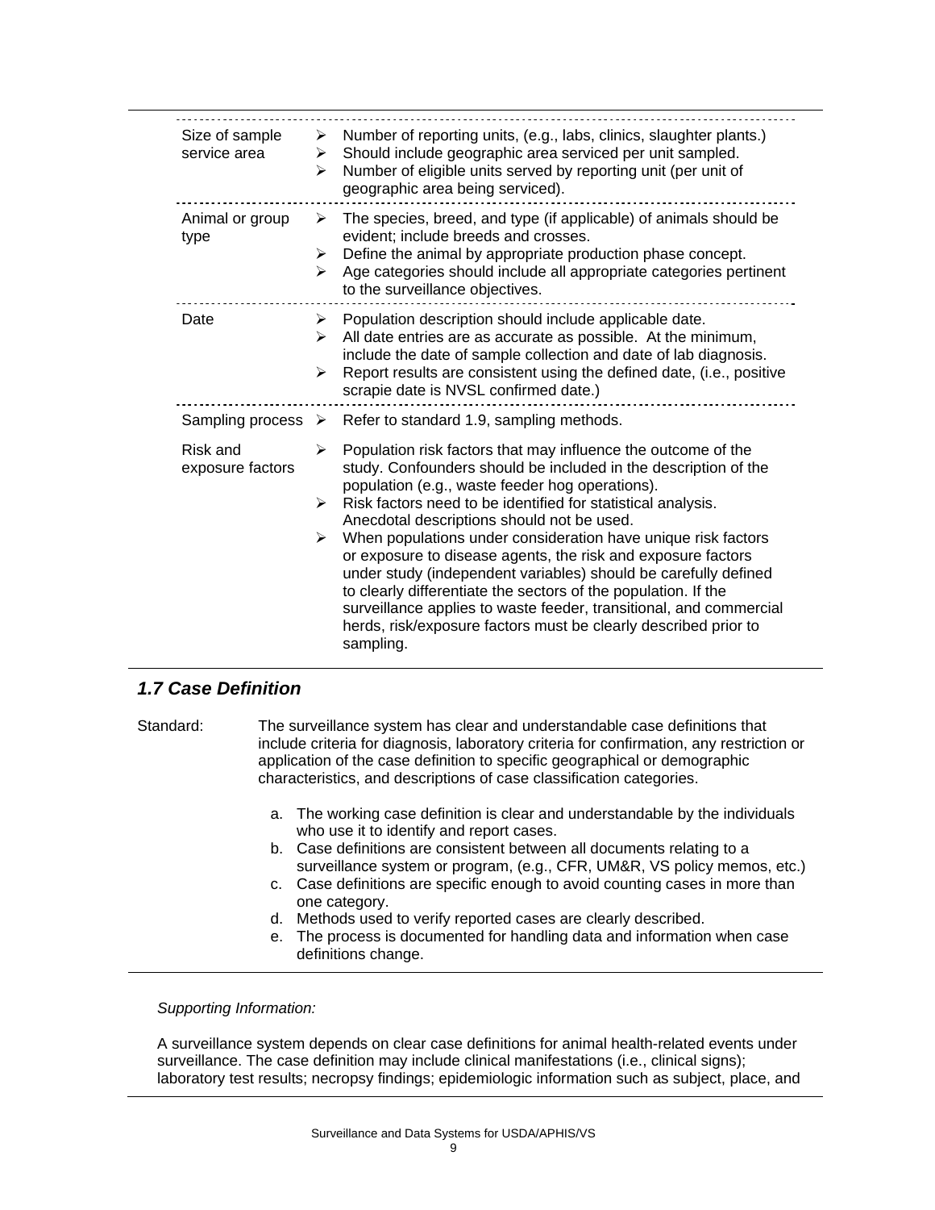| | |
|---|---|
| Size of sample service area | ➢ Number of reporting units, (e.g., labs, clinics, slaughter plants.)<br>➢ Should include geographic area serviced per unit sampled.<br>➢ Number of eligible units served by reporting unit (per unit of geographic area being serviced). |
| Animal or group type | ➢ The species, breed, and type (if applicable) of animals should be evident; include breeds and crosses.<br>➢ Define the animal by appropriate production phase concept.<br>➢ Age categories should include all appropriate categories pertinent to the surveillance objectives. |
| Date | ➢ Population description should include applicable date.<br>➢ All date entries are as accurate as possible. At the minimum, include the date of sample collection and date of lab diagnosis.<br>➢ Report results are consistent using the defined date, (i.e., positive scrapie date is NVSL confirmed date.) |
| Sampling process | ➢ Refer to standard 1.9, sampling methods. |
| Risk and exposure factors | ➢ Population risk factors that may influence the outcome of the study. Confounders should be included in the description of the population (e.g., waste feeder hog operations).<br>➢ Risk factors need to be identified for statistical analysis. Anecdotal descriptions should not be used.<br>➢ When populations under consideration have unique risk factors or exposure to disease agents, the risk and exposure factors under study (independent variables) should be carefully defined to clearly differentiate the sectors of the population. If the surveillance applies to waste feeder, transitional, and commercial herds, risk/exposure factors must be clearly described prior to sampling. |

## *1.7 Case Definition*

Standard: The surveillance system has clear and understandable case definitions that include criteria for diagnosis, laboratory criteria for confirmation, any restriction or application of the case definition to specific geographical or demographic characteristics, and descriptions of case classification categories.

a. The working case definition is clear and understandable by the individuals who use it to identify and report cases.
b. Case definitions are consistent between all documents relating to a surveillance system or program, (e.g., CFR, UM&R, VS policy memos, etc.)
c. Case definitions are specific enough to avoid counting cases in more than one category.
d. Methods used to verify reported cases are clearly described.
e. The process is documented for handling data and information when case definitions change.

*Supporting Information:*

A surveillance system depends on clear case definitions for animal health-related events under surveillance. The case definition may include clinical manifestations (i.e., clinical signs); laboratory test results; necropsy findings; epidemiologic information such as subject, place, and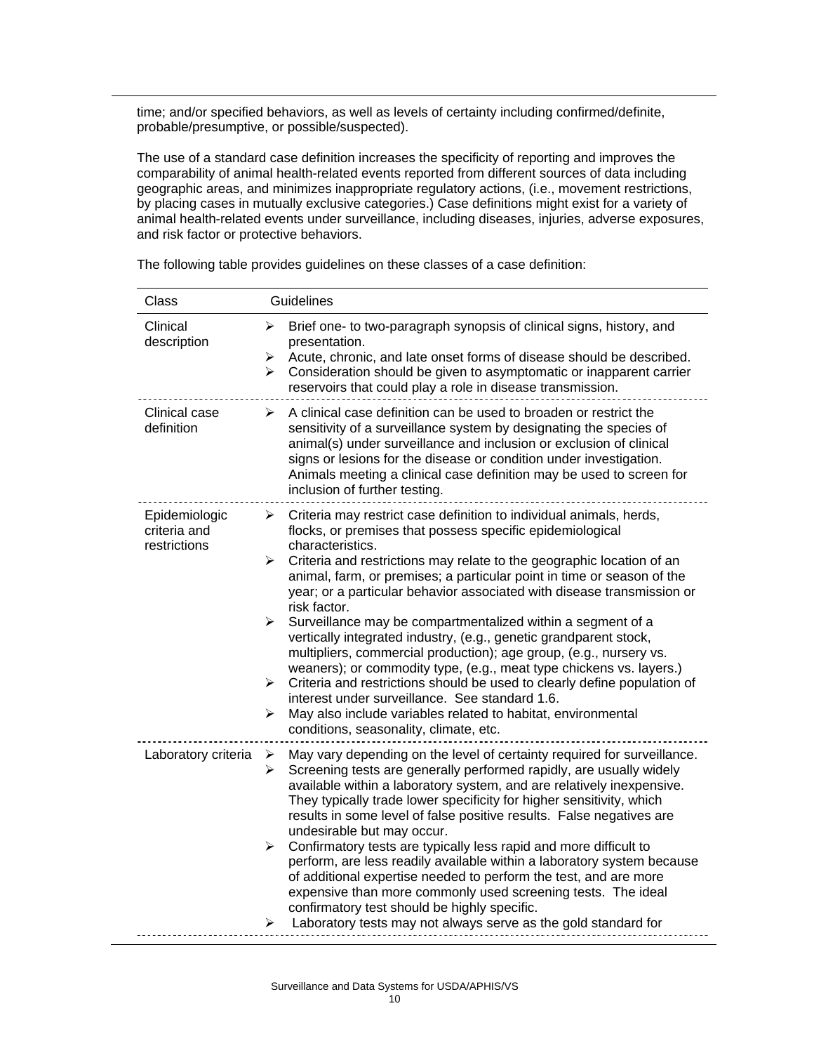time; and/or specified behaviors, as well as levels of certainty including confirmed/definite, probable/presumptive, or possible/suspected).

The use of a standard case definition increases the specificity of reporting and improves the comparability of animal health-related events reported from different sources of data including geographic areas, and minimizes inappropriate regulatory actions, (i.e., movement restrictions, by placing cases in mutually exclusive categories.) Case definitions might exist for a variety of animal health-related events under surveillance, including diseases, injuries, adverse exposures, and risk factor or protective behaviors.

The following table provides guidelines on these classes of a case definition:

| Class | Guidelines |
|---|---|
| Clinical description | ➢ Brief one- to two-paragraph synopsis of clinical signs, history, and presentation.<br>➢ Acute, chronic, and late onset forms of disease should be described.<br>➢ Consideration should be given to asymptomatic or inapparent carrier reservoirs that could play a role in disease transmission. |
| Clinical case definition | ➢ A clinical case definition can be used to broaden or restrict the sensitivity of a surveillance system by designating the species of animal(s) under surveillance and inclusion or exclusion of clinical signs or lesions for the disease or condition under investigation. Animals meeting a clinical case definition may be used to screen for inclusion of further testing. |
| Epidemiologic criteria and restrictions | ➢ Criteria may restrict case definition to individual animals, herds, flocks, or premises that possess specific epidemiological characteristics.<br>➢ Criteria and restrictions may relate to the geographic location of an animal, farm, or premises; a particular point in time or season of the year; or a particular behavior associated with disease transmission or risk factor.<br>➢ Surveillance may be compartmentalized within a segment of a vertically integrated industry, (e.g., genetic grandparent stock, multipliers, commercial production); age group, (e.g., nursery vs. weaners); or commodity type, (e.g., meat type chickens vs. layers.)<br>➢ Criteria and restrictions should be used to clearly define population of interest under surveillance. See standard 1.6.<br>➢ May also include variables related to habitat, environmental conditions, seasonality, climate, etc. |
| Laboratory criteria | ➢ May vary depending on the level of certainty required for surveillance.<br>➢ Screening tests are generally performed rapidly, are usually widely available within a laboratory system, and are relatively inexpensive. They typically trade lower specificity for higher sensitivity, which results in some level of false positive results. False negatives are undesirable but may occur.<br>➢ Confirmatory tests are typically less rapid and more difficult to perform, are less readily available within a laboratory system because of additional expertise needed to perform the test, and are more expensive than more commonly used screening tests. The ideal confirmatory test should be highly specific.<br>➢ Laboratory tests may not always serve as the gold standard for |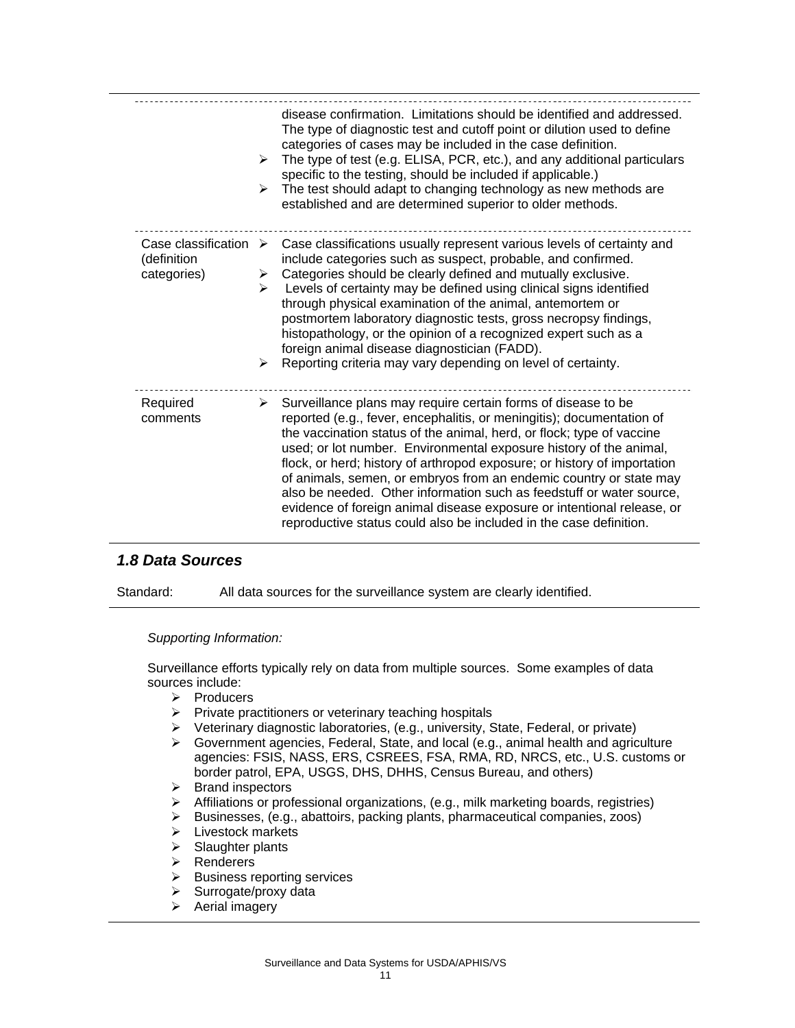| | |
|---|---|
| | disease confirmation. Limitations should be identified and addressed. The type of diagnostic test and cutoff point or dilution used to define categories of cases may be included in the case definition.<br>➢ The type of test (e.g. ELISA, PCR, etc.), and any additional particulars specific to the testing, should be included if applicable.)<br>➢ The test should adapt to changing technology as new methods are established and are determined superior to older methods. |
| Case classification (definition categories) | ➢ Case classifications usually represent various levels of certainty and include categories such as suspect, probable, and confirmed.<br>➢ Categories should be clearly defined and mutually exclusive.<br>➢ Levels of certainty may be defined using clinical signs identified through physical examination of the animal, antemortem or postmortem laboratory diagnostic tests, gross necropsy findings, histopathology, or the opinion of a recognized expert such as a foreign animal disease diagnostician (FADD).<br>➢ Reporting criteria may vary depending on level of certainty. |
| Required comments | ➢ Surveillance plans may require certain forms of disease to be reported (e.g., fever, encephalitis, or meningitis); documentation of the vaccination status of the animal, herd, or flock; type of vaccine used; or lot number. Environmental exposure history of the animal, flock, or herd; history of arthropod exposure; or history of importation of animals, semen, or embryos from an endemic country or state may also be needed. Other information such as feedstuff or water source, evidence of foreign animal disease exposure or intentional release, or reproductive status could also be included in the case definition. |

## *1.8 Data Sources*

Standard: All data sources for the surveillance system are clearly identified.

*Supporting Information:*

Surveillance efforts typically rely on data from multiple sources. Some examples of data sources include:

- Producers
- Private practitioners or veterinary teaching hospitals
- Veterinary diagnostic laboratories, (e.g., university, State, Federal, or private)
- Government agencies, Federal, State, and local (e.g., animal health and agriculture agencies: FSIS, NASS, ERS, CSREES, FSA, RMA, RD, NRCS, etc., U.S. customs or border patrol, EPA, USGS, DHS, DHHS, Census Bureau, and others)
- Brand inspectors
- Affiliations or professional organizations, (e.g., milk marketing boards, registries)
- Businesses, (e.g., abattoirs, packing plants, pharmaceutical companies, zoos)
- Livestock markets
- Slaughter plants
- Renderers
- Business reporting services
- Surrogate/proxy data
- Aerial imagery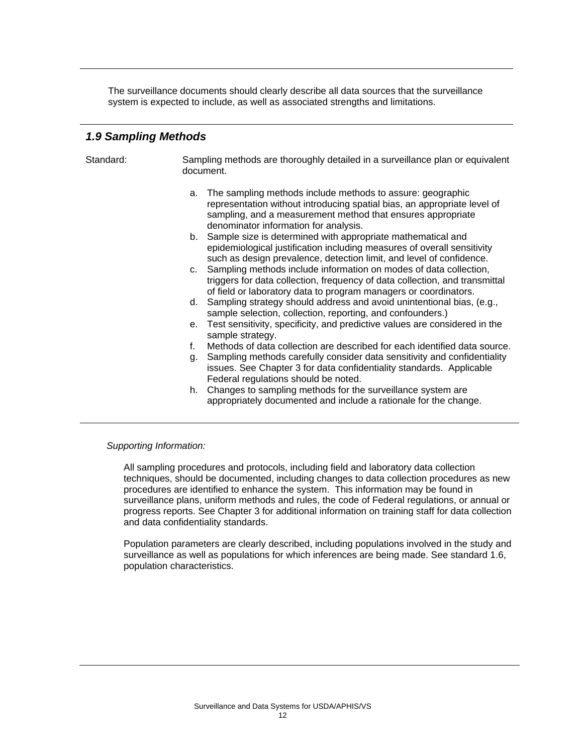The surveillance documents should clearly describe all data sources that the surveillance system is expected to include, as well as associated strengths and limitations.

## *1.9 Sampling Methods*

Standard: Sampling methods are thoroughly detailed in a surveillance plan or equivalent document.

a. The sampling methods include methods to assure: geographic representation without introducing spatial bias, an appropriate level of sampling, and a measurement method that ensures appropriate denominator information for analysis.
b. Sample size is determined with appropriate mathematical and epidemiological justification including measures of overall sensitivity such as design prevalence, detection limit, and level of confidence.
c. Sampling methods include information on modes of data collection, triggers for data collection, frequency of data collection, and transmittal of field or laboratory data to program managers or coordinators.
d. Sampling strategy should address and avoid unintentional bias, (e.g., sample selection, collection, reporting, and confounders.)
e. Test sensitivity, specificity, and predictive values are considered in the sample strategy.
f. Methods of data collection are described for each identified data source.
g. Sampling methods carefully consider data sensitivity and confidentiality issues. See Chapter 3 for data confidentiality standards. Applicable Federal regulations should be noted.
h. Changes to sampling methods for the surveillance system are appropriately documented and include a rationale for the change.

*Supporting Information:*

All sampling procedures and protocols, including field and laboratory data collection techniques, should be documented, including changes to data collection procedures as new procedures are identified to enhance the system. This information may be found in surveillance plans, uniform methods and rules, the code of Federal regulations, or annual or progress reports. See Chapter 3 for additional information on training staff for data collection and data confidentiality standards.

Population parameters are clearly described, including populations involved in the study and surveillance as well as populations for which inferences are being made. See standard 1.6, population characteristics.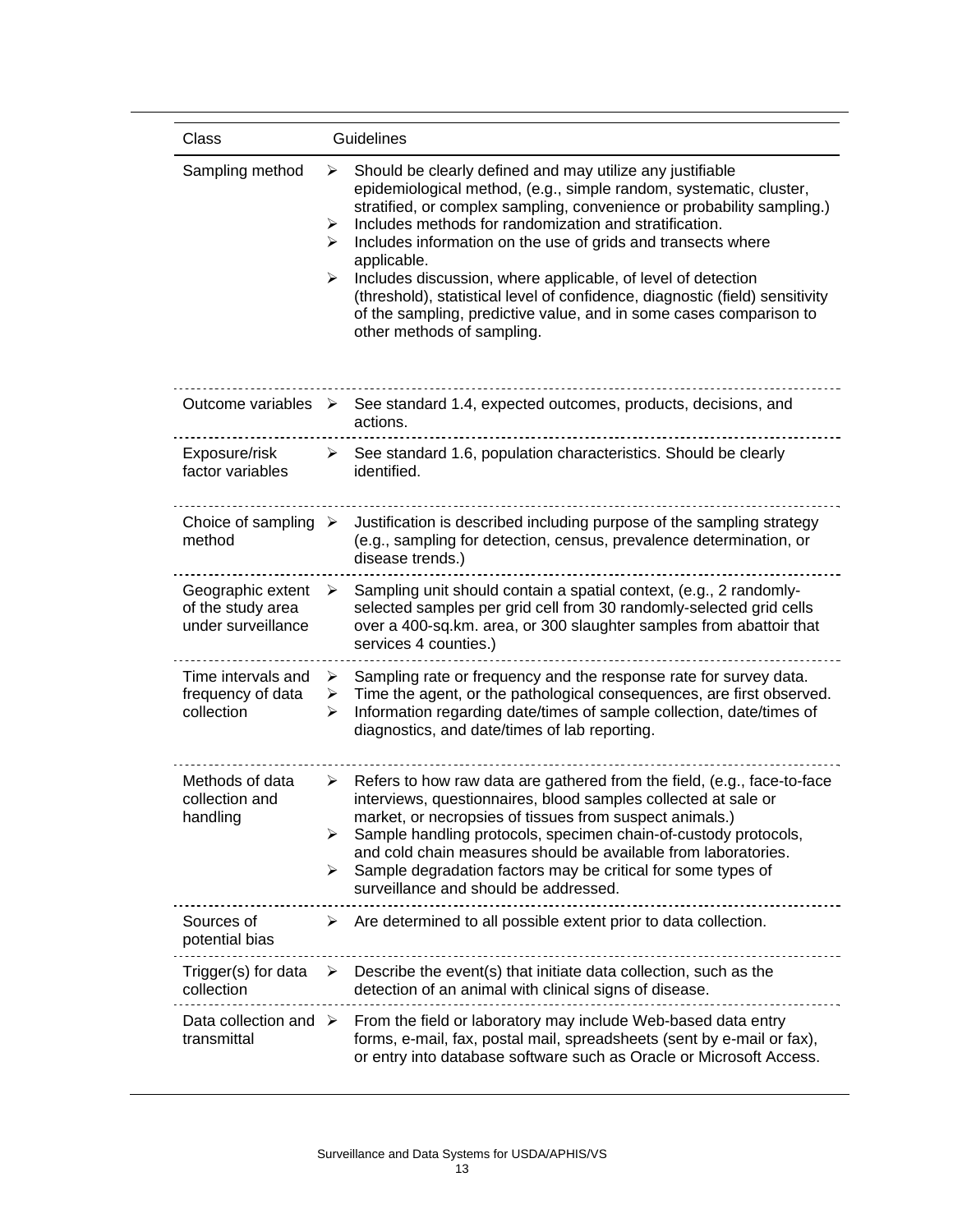| Class | Guidelines |
|---|---|
| Sampling method | ➢ Should be clearly defined and may utilize any justifiable epidemiological method, (e.g., simple random, systematic, cluster, stratified, or complex sampling, convenience or probability sampling.)<br>➢ Includes methods for randomization and stratification.<br>➢ Includes information on the use of grids and transects where applicable.<br>➢ Includes discussion, where applicable, of level of detection (threshold), statistical level of confidence, diagnostic (field) sensitivity of the sampling, predictive value, and in some cases comparison to other methods of sampling. |
| Outcome variables | ➢ See standard 1.4, expected outcomes, products, decisions, and actions. |
| Exposure/risk factor variables | ➢ See standard 1.6, population characteristics. Should be clearly identified. |
| Choice of sampling method | ➢ Justification is described including purpose of the sampling strategy (e.g., sampling for detection, census, prevalence determination, or disease trends.) |
| Geographic extent of the study area under surveillance | ➢ Sampling unit should contain a spatial context, (e.g., 2 randomly-selected samples per grid cell from 30 randomly-selected grid cells over a 400-sq.km. area, or 300 slaughter samples from abattoir that services 4 counties.) |
| Time intervals and frequency of data collection | ➢ Sampling rate or frequency and the response rate for survey data.<br>➢ Time the agent, or the pathological consequences, are first observed.<br>➢ Information regarding date/times of sample collection, date/times of diagnostics, and date/times of lab reporting. |
| Methods of data collection and handling | ➢ Refers to how raw data are gathered from the field, (e.g., face-to-face interviews, questionnaires, blood samples collected at sale or market, or necropsies of tissues from suspect animals.)<br>➢ Sample handling protocols, specimen chain-of-custody protocols, and cold chain measures should be available from laboratories.<br>➢ Sample degradation factors may be critical for some types of surveillance and should be addressed. |
| Sources of potential bias | ➢ Are determined to all possible extent prior to data collection. |
| Trigger(s) for data collection | ➢ Describe the event(s) that initiate data collection, such as the detection of an animal with clinical signs of disease. |
| Data collection and transmittal | ➢ From the field or laboratory may include Web-based data entry forms, e-mail, fax, postal mail, spreadsheets (sent by e-mail or fax), or entry into database software such as Oracle or Microsoft Access. |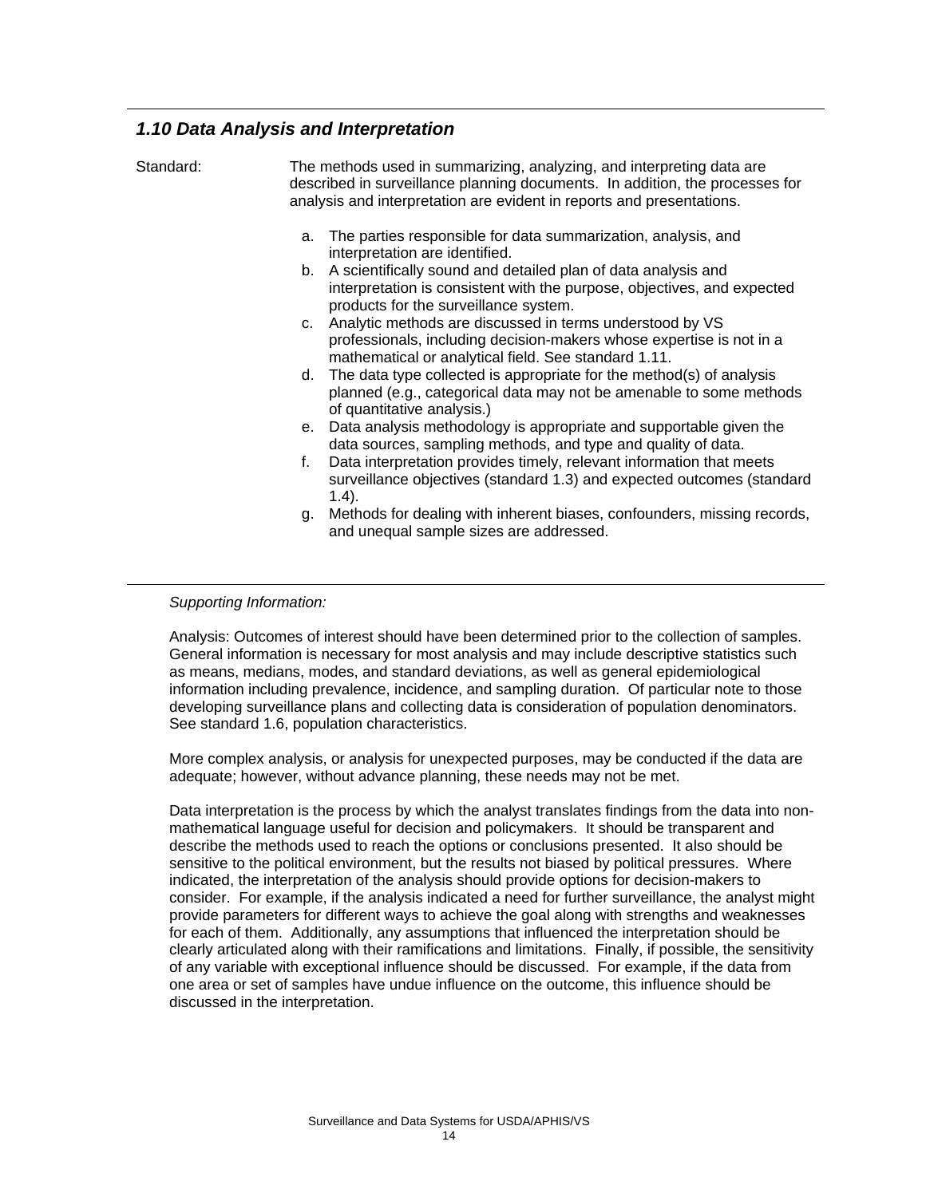### *1.10 Data Analysis and Interpretation*

Standard: The methods used in summarizing, analyzing, and interpreting data are described in surveillance planning documents. In addition, the processes for analysis and interpretation are evident in reports and presentations.

a. The parties responsible for data summarization, analysis, and interpretation are identified.
b. A scientifically sound and detailed plan of data analysis and interpretation is consistent with the purpose, objectives, and expected products for the surveillance system.
c. Analytic methods are discussed in terms understood by VS professionals, including decision-makers whose expertise is not in a mathematical or analytical field. See standard 1.11.
d. The data type collected is appropriate for the method(s) of analysis planned (e.g., categorical data may not be amenable to some methods of quantitative analysis.)
e. Data analysis methodology is appropriate and supportable given the data sources, sampling methods, and type and quality of data.
f. Data interpretation provides timely, relevant information that meets surveillance objectives (standard 1.3) and expected outcomes (standard 1.4).
g. Methods for dealing with inherent biases, confounders, missing records, and unequal sample sizes are addressed.

---

*Supporting Information:*

Analysis: Outcomes of interest should have been determined prior to the collection of samples. General information is necessary for most analysis and may include descriptive statistics such as means, medians, modes, and standard deviations, as well as general epidemiological information including prevalence, incidence, and sampling duration. Of particular note to those developing surveillance plans and collecting data is consideration of population denominators. See standard 1.6, population characteristics.

More complex analysis, or analysis for unexpected purposes, may be conducted if the data are adequate; however, without advance planning, these needs may not be met.

Data interpretation is the process by which the analyst translates findings from the data into non-mathematical language useful for decision and policymakers. It should be transparent and describe the methods used to reach the options or conclusions presented. It also should be sensitive to the political environment, but the results not biased by political pressures. Where indicated, the interpretation of the analysis should provide options for decision-makers to consider. For example, if the analysis indicated a need for further surveillance, the analyst might provide parameters for different ways to achieve the goal along with strengths and weaknesses for each of them. Additionally, any assumptions that influenced the interpretation should be clearly articulated along with their ramifications and limitations. Finally, if possible, the sensitivity of any variable with exceptional influence should be discussed. For example, if the data from one area or set of samples have undue influence on the outcome, this influence should be discussed in the interpretation.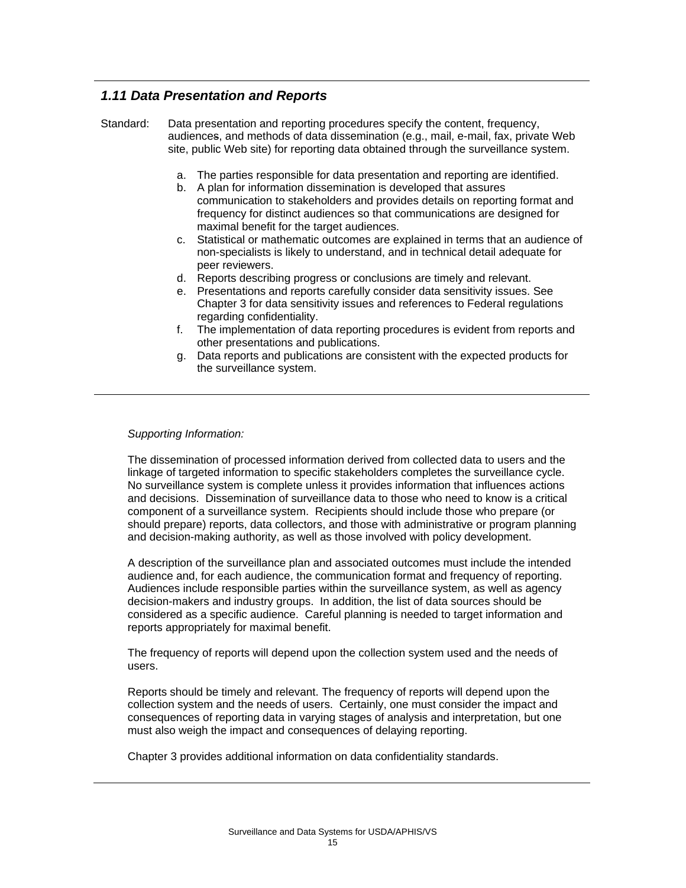### *1.11 Data Presentation and Reports*

Standard: Data presentation and reporting procedures specify the content, frequency, audiences, and methods of data dissemination (e.g., mail, e-mail, fax, private Web site, public Web site) for reporting data obtained through the surveillance system.

a. The parties responsible for data presentation and reporting are identified.
b. A plan for information dissemination is developed that assures communication to stakeholders and provides details on reporting format and frequency for distinct audiences so that communications are designed for maximal benefit for the target audiences.
c. Statistical or mathematic outcomes are explained in terms that an audience of non-specialists is likely to understand, and in technical detail adequate for peer reviewers.
d. Reports describing progress or conclusions are timely and relevant.
e. Presentations and reports carefully consider data sensitivity issues. See Chapter 3 for data sensitivity issues and references to Federal regulations regarding confidentiality.
f. The implementation of data reporting procedures is evident from reports and other presentations and publications.
g. Data reports and publications are consistent with the expected products for the surveillance system.

*Supporting Information:*

The dissemination of processed information derived from collected data to users and the linkage of targeted information to specific stakeholders completes the surveillance cycle. No surveillance system is complete unless it provides information that influences actions and decisions. Dissemination of surveillance data to those who need to know is a critical component of a surveillance system. Recipients should include those who prepare (or should prepare) reports, data collectors, and those with administrative or program planning and decision-making authority, as well as those involved with policy development.

A description of the surveillance plan and associated outcomes must include the intended audience and, for each audience, the communication format and frequency of reporting. Audiences include responsible parties within the surveillance system, as well as agency decision-makers and industry groups. In addition, the list of data sources should be considered as a specific audience. Careful planning is needed to target information and reports appropriately for maximal benefit.

The frequency of reports will depend upon the collection system used and the needs of users.

Reports should be timely and relevant. The frequency of reports will depend upon the collection system and the needs of users. Certainly, one must consider the impact and consequences of reporting data in varying stages of analysis and interpretation, but one must also weigh the impact and consequences of delaying reporting.

Chapter 3 provides additional information on data confidentiality standards.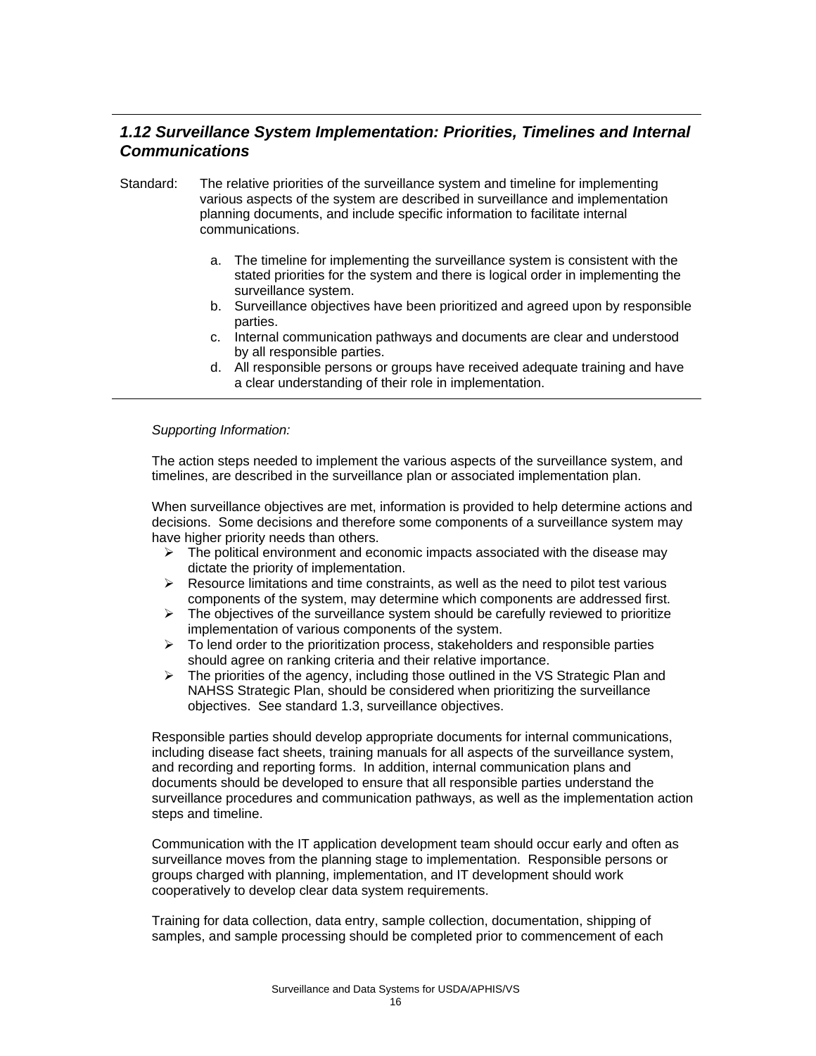### *1.12 Surveillance System Implementation: Priorities, Timelines and Internal Communications*

Standard: The relative priorities of the surveillance system and timeline for implementing various aspects of the system are described in surveillance and implementation planning documents, and include specific information to facilitate internal communications.

a. The timeline for implementing the surveillance system is consistent with the stated priorities for the system and there is logical order in implementing the surveillance system.
b. Surveillance objectives have been prioritized and agreed upon by responsible parties.
c. Internal communication pathways and documents are clear and understood by all responsible parties.
d. All responsible persons or groups have received adequate training and have a clear understanding of their role in implementation.

*Supporting Information:*

The action steps needed to implement the various aspects of the surveillance system, and timelines, are described in the surveillance plan or associated implementation plan.

When surveillance objectives are met, information is provided to help determine actions and decisions. Some decisions and therefore some components of a surveillance system may have higher priority needs than others.

- The political environment and economic impacts associated with the disease may dictate the priority of implementation.
- Resource limitations and time constraints, as well as the need to pilot test various components of the system, may determine which components are addressed first.
- The objectives of the surveillance system should be carefully reviewed to prioritize implementation of various components of the system.
- To lend order to the prioritization process, stakeholders and responsible parties should agree on ranking criteria and their relative importance.
- The priorities of the agency, including those outlined in the VS Strategic Plan and NAHSS Strategic Plan, should be considered when prioritizing the surveillance objectives. See standard 1.3, surveillance objectives.

Responsible parties should develop appropriate documents for internal communications, including disease fact sheets, training manuals for all aspects of the surveillance system, and recording and reporting forms. In addition, internal communication plans and documents should be developed to ensure that all responsible parties understand the surveillance procedures and communication pathways, as well as the implementation action steps and timeline.

Communication with the IT application development team should occur early and often as surveillance moves from the planning stage to implementation. Responsible persons or groups charged with planning, implementation, and IT development should work cooperatively to develop clear data system requirements.

Training for data collection, data entry, sample collection, documentation, shipping of samples, and sample processing should be completed prior to commencement of each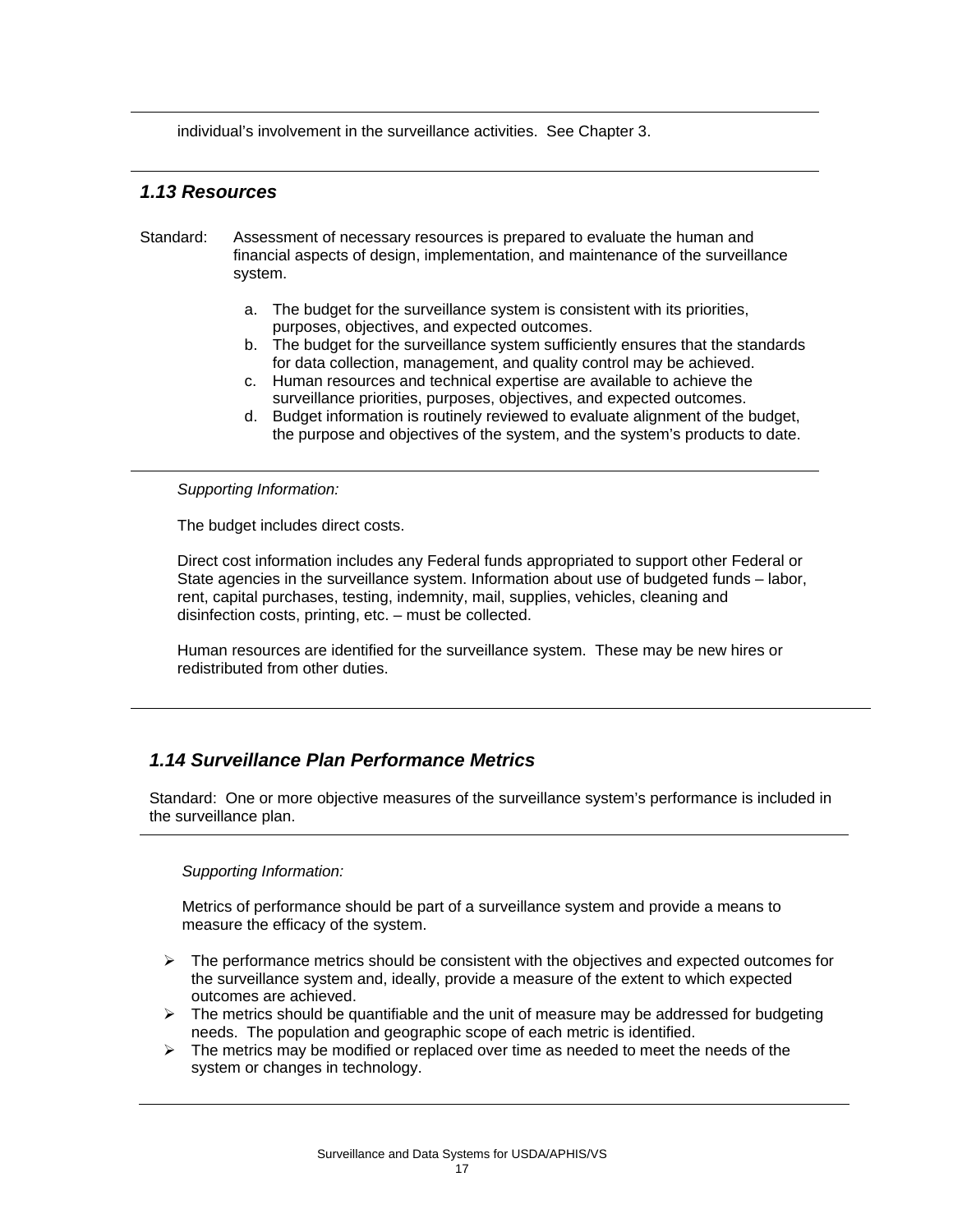individual's involvement in the surveillance activities. See Chapter 3.

---

### *1.13 Resources*

Standard: Assessment of necessary resources is prepared to evaluate the human and financial aspects of design, implementation, and maintenance of the surveillance system.

a. The budget for the surveillance system is consistent with its priorities, purposes, objectives, and expected outcomes.
b. The budget for the surveillance system sufficiently ensures that the standards for data collection, management, and quality control may be achieved.
c. Human resources and technical expertise are available to achieve the surveillance priorities, purposes, objectives, and expected outcomes.
d. Budget information is routinely reviewed to evaluate alignment of the budget, the purpose and objectives of the system, and the system's products to date.

---

*Supporting Information:*

The budget includes direct costs.

Direct cost information includes any Federal funds appropriated to support other Federal or State agencies in the surveillance system. Information about use of budgeted funds – labor, rent, capital purchases, testing, indemnity, mail, supplies, vehicles, cleaning and disinfection costs, printing, etc. – must be collected.

Human resources are identified for the surveillance system. These may be new hires or redistributed from other duties.

---

### *1.14 Surveillance Plan Performance Metrics*

Standard: One or more objective measures of the surveillance system's performance is included in the surveillance plan.

---

*Supporting Information:*

Metrics of performance should be part of a surveillance system and provide a means to measure the efficacy of the system.

- The performance metrics should be consistent with the objectives and expected outcomes for the surveillance system and, ideally, provide a measure of the extent to which expected outcomes are achieved.
- The metrics should be quantifiable and the unit of measure may be addressed for budgeting needs. The population and geographic scope of each metric is identified.
- The metrics may be modified or replaced over time as needed to meet the needs of the system or changes in technology.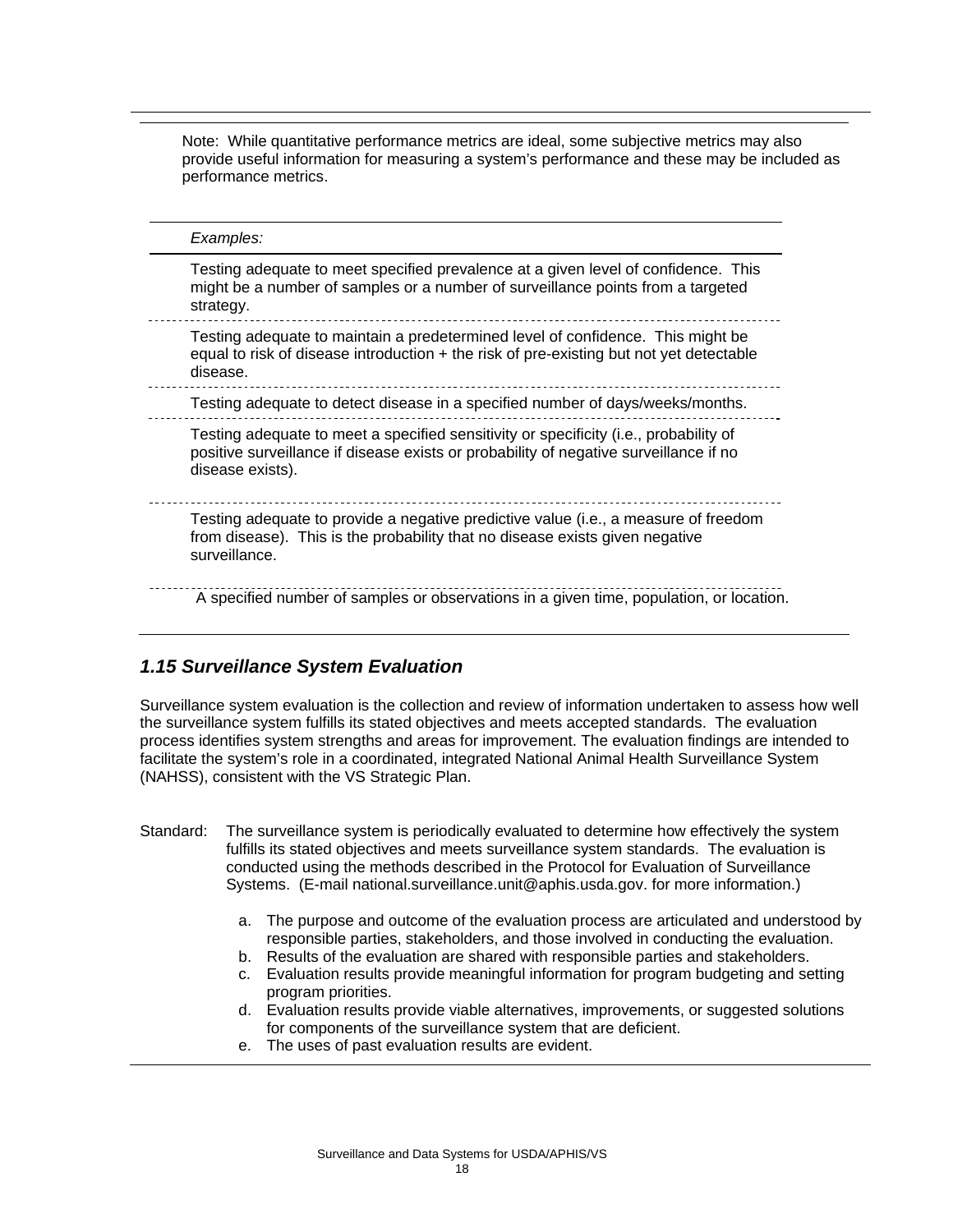Note: While quantitative performance metrics are ideal, some subjective metrics may also provide useful information for measuring a system's performance and these may be included as performance metrics.

| *Examples:* |
|---|
| Testing adequate to meet specified prevalence at a given level of confidence. This might be a number of samples or a number of surveillance points from a targeted strategy. |
| Testing adequate to maintain a predetermined level of confidence. This might be equal to risk of disease introduction + the risk of pre-existing but not yet detectable disease. |
| Testing adequate to detect disease in a specified number of days/weeks/months. |
| Testing adequate to meet a specified sensitivity or specificity (i.e., probability of positive surveillance if disease exists or probability of negative surveillance if no disease exists). |
| Testing adequate to provide a negative predictive value (i.e., a measure of freedom from disease). This is the probability that no disease exists given negative surveillance. |
| A specified number of samples or observations in a given time, population, or location. |

### *1.15 Surveillance System Evaluation*

Surveillance system evaluation is the collection and review of information undertaken to assess how well the surveillance system fulfills its stated objectives and meets accepted standards. The evaluation process identifies system strengths and areas for improvement. The evaluation findings are intended to facilitate the system's role in a coordinated, integrated National Animal Health Surveillance System (NAHSS), consistent with the VS Strategic Plan.

Standard: The surveillance system is periodically evaluated to determine how effectively the system fulfills its stated objectives and meets surveillance system standards. The evaluation is conducted using the methods described in the Protocol for Evaluation of Surveillance Systems. (E-mail national.surveillance.unit@aphis.usda.gov. for more information.)

a. The purpose and outcome of the evaluation process are articulated and understood by responsible parties, stakeholders, and those involved in conducting the evaluation.
b. Results of the evaluation are shared with responsible parties and stakeholders.
c. Evaluation results provide meaningful information for program budgeting and setting program priorities.
d. Evaluation results provide viable alternatives, improvements, or suggested solutions for components of the surveillance system that are deficient.
e. The uses of past evaluation results are evident.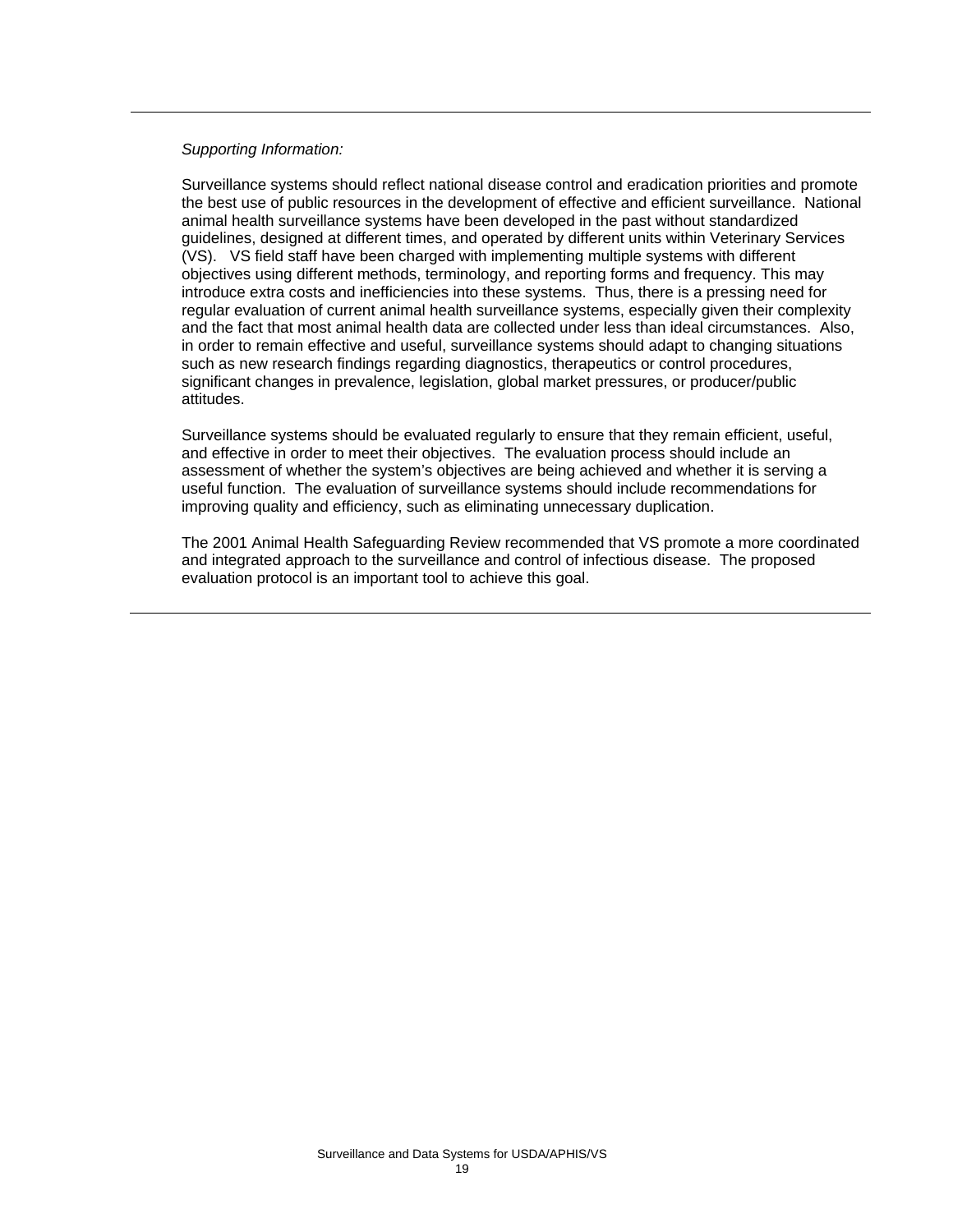*Supporting Information:*

Surveillance systems should reflect national disease control and eradication priorities and promote the best use of public resources in the development of effective and efficient surveillance. National animal health surveillance systems have been developed in the past without standardized guidelines, designed at different times, and operated by different units within Veterinary Services (VS). VS field staff have been charged with implementing multiple systems with different objectives using different methods, terminology, and reporting forms and frequency. This may introduce extra costs and inefficiencies into these systems. Thus, there is a pressing need for regular evaluation of current animal health surveillance systems, especially given their complexity and the fact that most animal health data are collected under less than ideal circumstances. Also, in order to remain effective and useful, surveillance systems should adapt to changing situations such as new research findings regarding diagnostics, therapeutics or control procedures, significant changes in prevalence, legislation, global market pressures, or producer/public attitudes.

Surveillance systems should be evaluated regularly to ensure that they remain efficient, useful, and effective in order to meet their objectives. The evaluation process should include an assessment of whether the system's objectives are being achieved and whether it is serving a useful function. The evaluation of surveillance systems should include recommendations for improving quality and efficiency, such as eliminating unnecessary duplication.

The 2001 Animal Health Safeguarding Review recommended that VS promote a more coordinated and integrated approach to the surveillance and control of infectious disease. The proposed evaluation protocol is an important tool to achieve this goal.